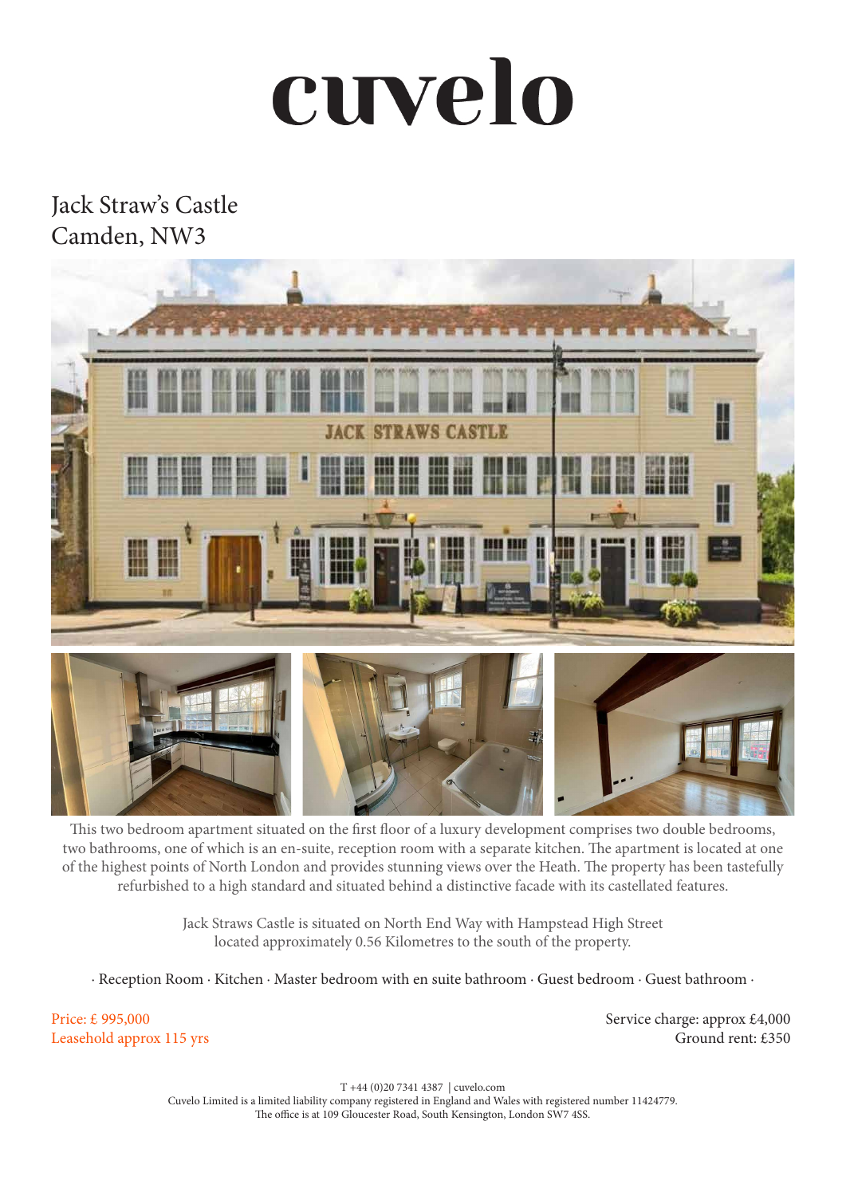# cuvelo

## Jack Straw's Castle
## Camden, NW3

This two bedroom apartment situated on the first floor of a luxury development comprises two double bedrooms, two bathrooms, one of which is an en-suite, reception room with a separate kitchen. The apartment is located at one of the highest points of North London and provides stunning views over the Heath. The property has been tastefully refurbished to a high standard and situated behind a distinctive facade with its castellated features.

Jack Straws Castle is situated on North End Way with Hampstead High Street located approximately 0.56 Kilometres to the south of the property.

· Reception Room · Kitchen · Master bedroom with en suite bathroom · Guest bedroom · Guest bathroom ·

Price: £ 995,000
Leasehold approx 115 yrs

Service charge: approx £4,000
Ground rent: £350

T +44 (0)20 7341 4387 | cuvelo.com
Cuvelo Limited is a limited liability company registered in England and Wales with registered number 11424779.
The office is at 109 Gloucester Road, South Kensington, London SW7 4SS.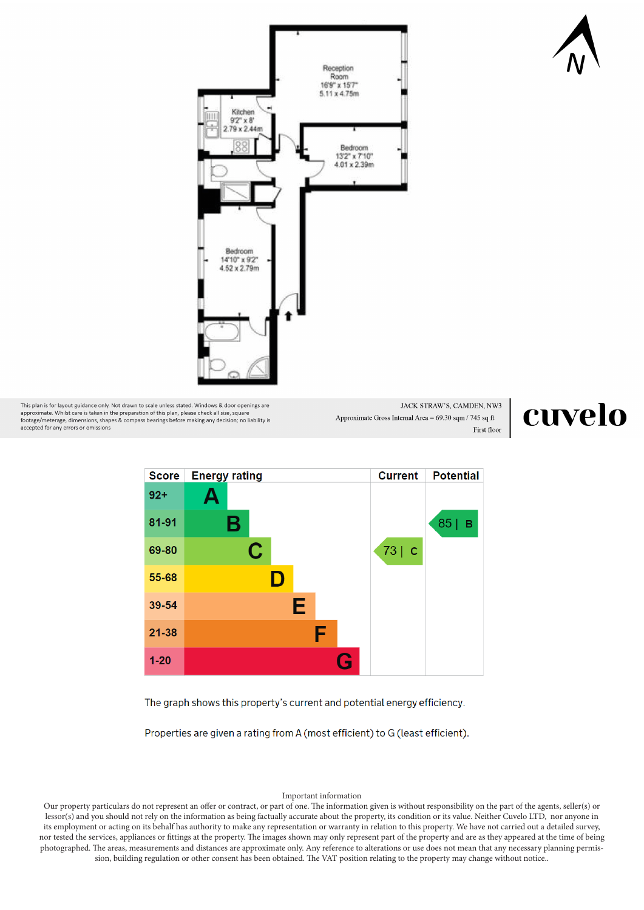Reception Room
16'9" x 15'7"
5.11 x 4.75m

Kitchen
9'2" x 8'
2.79 x 2.44m

Bedroom
13'2" x 7'10"
4.01 x 2.39m

Bedroom
14'10" x 9'2"
4.52 x 2.79m

N

This plan is for layout guidance only. Not drawn to scale unless stated. Windows & door openings are approximate. Whilst care is taken in the preparation of this plan, please check all size, square footage/meterage, dimensions, shapes & compass bearings before making any decision; no liability is accepted for any errors or omissions

JACK STRAW'S, CAMDEN, NW3
Approximate Gross Internal Area = 69.30 sqm / 745 sq ft
First floor

cuvelo

Score
Energy rating
Current
Potential
92+
A
81-91
B
69-80
C
55-68
D
39-54
E
21-38
F
1-20
G
73 | C
85 | B

The graph shows this property's current and potential energy efficiency.

Properties are given a rating from A (most efficient) to G (least efficient).

Important information

Our property particulars do not represent an offer or contract, or part of one. The information given is without responsibility on the part of the agents, seller(s) or lessor(s) and you should not rely on the information as being factually accurate about the property, its condition or its value. Neither Cuvelo LTD, nor anyone in its employment or acting on its behalf has authority to make any representation or warranty in relation to this property. We have not carried out a detailed survey, nor tested the services, appliances or fittings at the property. The images shown may only represent part of the property and are as they appeared at the time of being photographed. The areas, measurements and distances are approximate only. Any reference to alterations or use does not mean that any necessary planning permission, building regulation or other consent has been obtained. The VAT position relating to the property may change without notice..